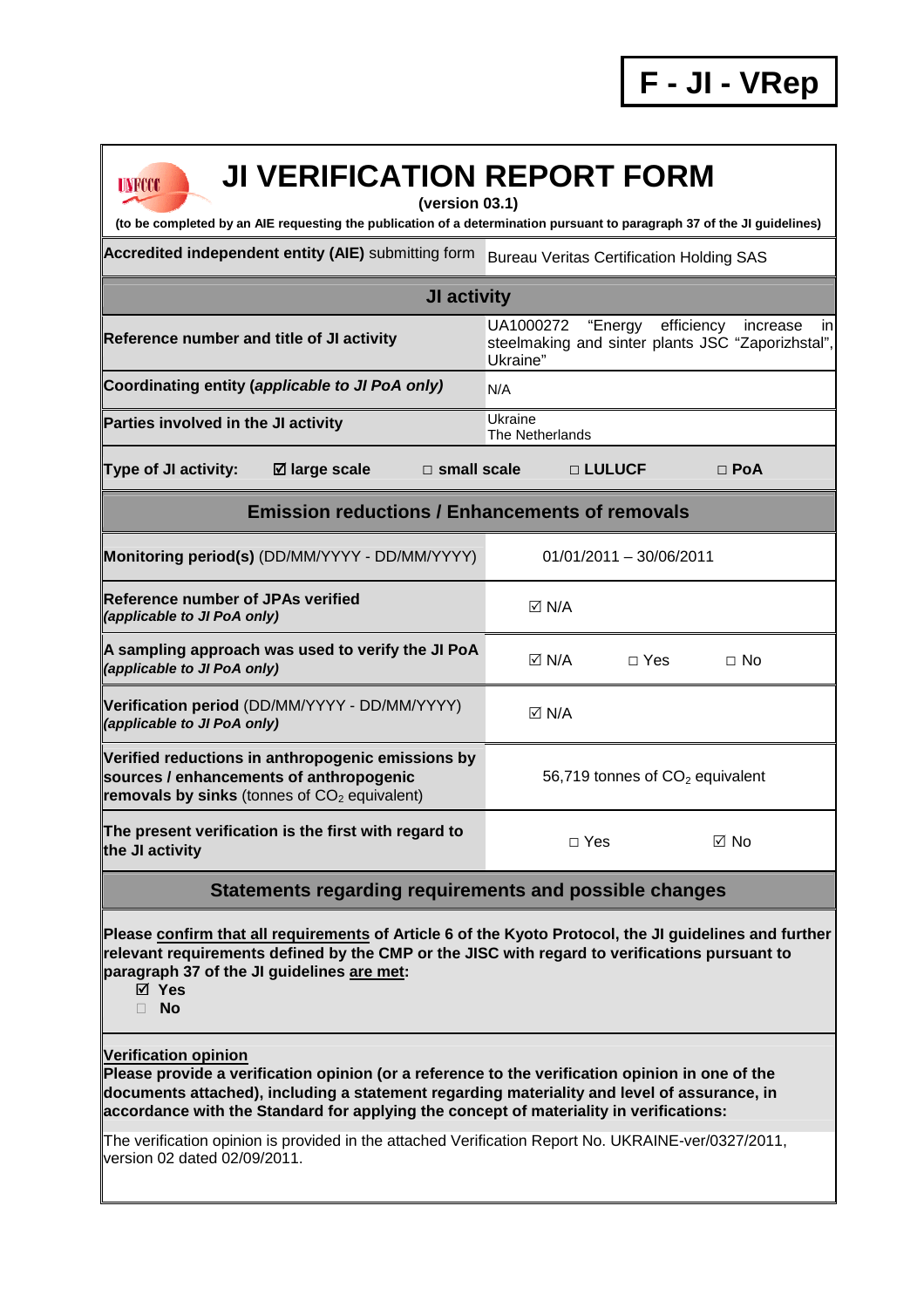**F - JI - VRep**

# JI VERIFICATION REPORT FORM

**(version 03.1)**

**(to be completed by an AIE requesting the publication of a determination pursuant to paragraph 37 of the JI guidelines)**

| **Accredited independent entity (AIE)** submitting form | Bureau Veritas Certification Holding SAS |
|---|---|
| **JI activity** | |
| **Reference number and title of JI activity** | UA1000272 "Energy efficiency increase in steelmaking and sinter plants JSC "Zaporizhstal", Ukraine" |
| **Coordinating entity (*applicable to JI PoA only)*** | N/A |
| **Parties involved in the JI activity** | Ukraine<br>The Netherlands |
| **Type of JI activity:** ☑ **large scale** □ **small scale** □ **LULUCF** □ **PoA** | |
| **Emission reductions / Enhancements of removals** | |
| **Monitoring period(s)** (DD/MM/YYYY - DD/MM/YYYY) | 01/01/2011 – 30/06/2011 |
| **Reference number of JPAs verified** ***(applicable to JI PoA only)*** | ☑ N/A |
| **A sampling approach was used to verify the JI PoA** ***(applicable to JI PoA only)*** | ☑ N/A □ Yes □ No |
| **Verification period** (DD/MM/YYYY - DD/MM/YYYY) ***(applicable to JI PoA only)*** | ☑ N/A |
| **Verified reductions in anthropogenic emissions by sources / enhancements of anthropogenic removals by sinks** (tonnes of $CO_2$ equivalent) | 56,719 tonnes of $CO_2$ equivalent |
| **The present verification is the first with regard to the JI activity** | □ Yes ☑ No |

## Statements regarding requirements and possible changes

**Please confirm that all requirements of Article 6 of the Kyoto Protocol, the JI guidelines and further relevant requirements defined by the CMP or the JISC with regard to verifications pursuant to paragraph 37 of the JI guidelines are met:**

- ☑ **Yes**
- □ **No**

**Verification opinion**

**Please provide a verification opinion (or a reference to the verification opinion in one of the documents attached), including a statement regarding materiality and level of assurance, in accordance with the Standard for applying the concept of materiality in verifications:**

The verification opinion is provided in the attached Verification Report No. UKRAINE-ver/0327/2011, version 02 dated 02/09/2011.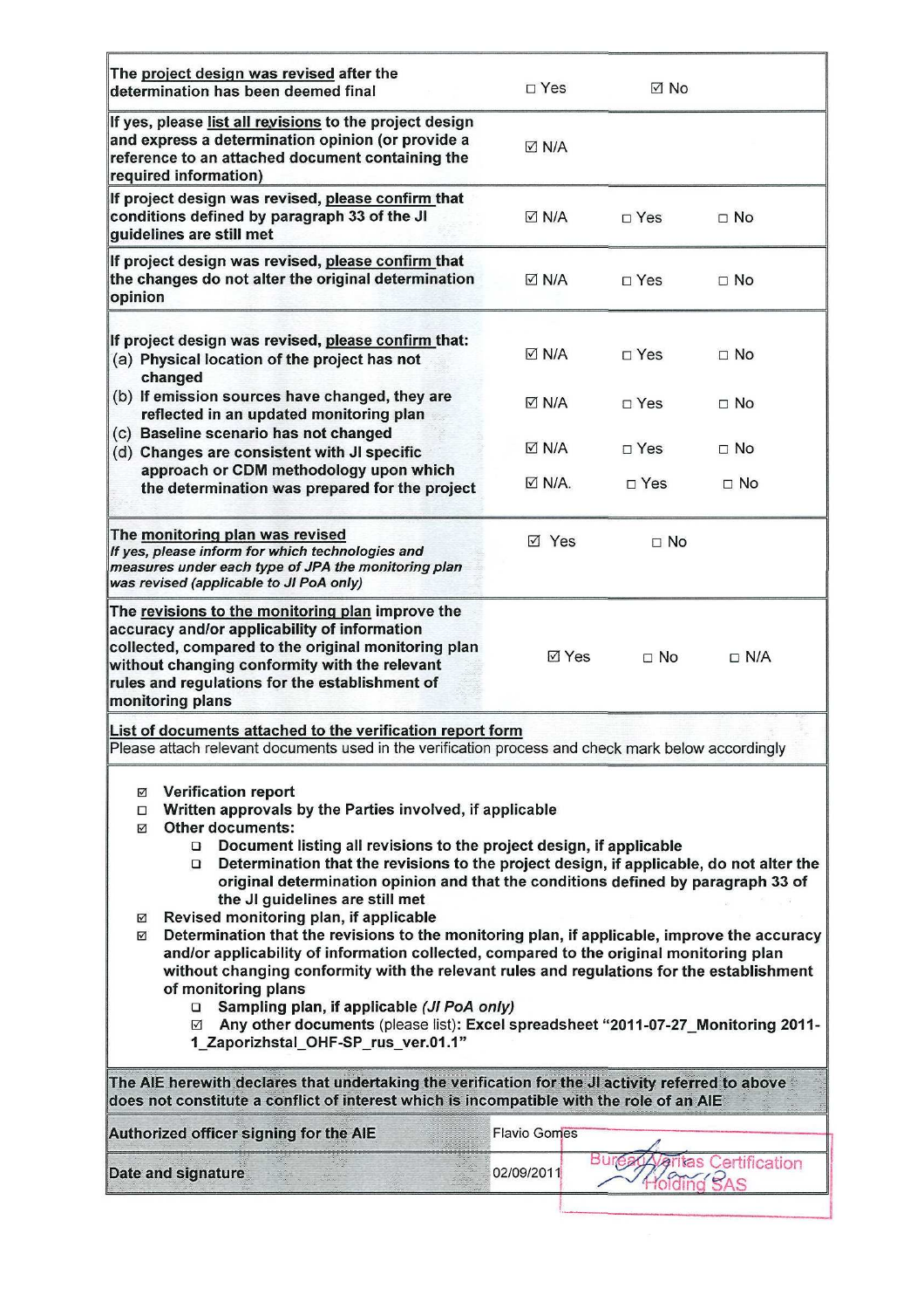| | | | |
|---|---|---|---|
| The <u>project design was revised</u> after the determination has been deemed final | □ Yes | ☑ No | |
| If yes, please <u>list all revisions</u> to the project design and express a determination opinion (or provide a reference to an attached document containing the required information) | ☑ N/A | | |
| If project design was revised, <u>please confirm</u> that conditions defined by paragraph 33 of the JI guidelines are still met | ☑ N/A | □ Yes | □ No |
| If project design was revised, <u>please confirm</u> that the changes do not alter the original determination opinion | ☑ N/A | □ Yes | □ No |
| If project design was revised, <u>please confirm</u> that:<br>(a) Physical location of the project has not changed | ☑ N/A | □ Yes | □ No |
| (b) If emission sources have changed, they are reflected in an updated monitoring plan | ☑ N/A | □ Yes | □ No |
| (c) Baseline scenario has not changed | ☑ N/A | □ Yes | □ No |
| (d) Changes are consistent with JI specific approach or CDM methodology upon which the determination was prepared for the project | ☑ N/A. | □ Yes | □ No |
| The <u>monitoring plan was revised</u><br>*If yes, please inform for which technologies and measures under each type of JPA the monitoring plan was revised (applicable to JI PoA only)* | ☑ Yes | □ No | |
| The <u>revisions to the monitoring plan</u> improve the accuracy and/or applicability of information collected, compared to the original monitoring plan without changing conformity with the relevant rules and regulations for the establishment of monitoring plans | ☑ Yes | □ No | □ N/A |

<u>**List of documents attached to the verification report form**</u>

Please attach relevant documents used in the verification process and check mark below accordingly

- ☑ **Verification report**
- □ **Written approvals by the Parties involved, if applicable**
- ☑ **Other documents:**
  - □ **Document listing all revisions to the project design, if applicable**
  - □ **Determination that the revisions to the project design, if applicable, do not alter the original determination opinion and that the conditions defined by paragraph 33 of the JI guidelines are still met**
- ☑ **Revised monitoring plan, if applicable**
- ☑ **Determination that the revisions to the monitoring plan, if applicable, improve the accuracy and/or applicability of information collected, compared to the original monitoring plan without changing conformity with the relevant rules and regulations for the establishment of monitoring plans**
  - □ **Sampling plan, if applicable** *(JI PoA only)*
  - ☑ **Any other documents** (please list): **Excel spreadsheet "2011-07-27_Monitoring 2011-1_Zaporizhstal_OHF-SP_rus_ver.01.1"**

| | |
|---|---|
| **The AIE herewith declares that undertaking the verification for the JI activity referred to above does not constitute a conflict of interest which is incompatible with the role of an AIE** | |
| **Authorized officer signing for the AIE** | Flavio Gomes |
| **Date and signature** | 02/09/2011 Bureau Veritas Certification Holding SAS |